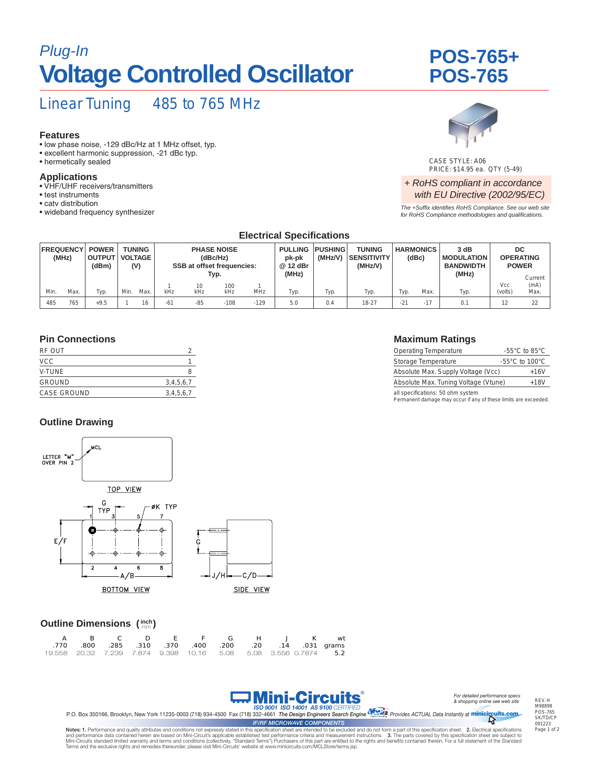*Plug-In*

# Voltage Controlled Oscillator

# POS-765+
# POS-765

## Linear Tuning   485 to 765 MHz

### Features
- low phase noise, -129 dBc/Hz at 1 MHz offset, typ.
- excellent harmonic suppression, -21 dBc typ.
- hermetically sealed

### Applications
- VHF/UHF receivers/transmitters
- test instruments
- catv distribution
- wideband frequency synthesizer

CASE STYLE: A06
PRICE: $14.95 ea. QTY (5-49)

*+ RoHS compliant in accordance with EU Directive (2002/95/EC)*

*The +Suffix identifies RoHS Compliance. See our web site for RoHS Compliance methodologies and qualifications.*

### Electrical Specifications

| FREQUENCY (MHz) | | POWER OUTPUT (dBm) | TUNING VOLTAGE (V) | | PHASE NOISE (dBc/Hz) SSB at offset frequencies: Typ. | | | | PULLING pk-pk @ 12 dBr (MHz) | PUSHING (MHz/V) | TUNING SENSITIVITY (MHz/V) | HARMONICS (dBc) | | 3 dB MODULATION BANDWIDTH (MHz) | DC OPERATING POWER | |
|---|---|---|---|---|---|---|---|---|---|---|---|---|---|---|---|---|
| Min. | Max. | Typ. | Min. | Max. | 1 kHz | 10 kHz | 100 kHz | 1 MHz | Typ. | Typ. | Typ. | Typ. | Max. | Typ. | Vcc (volts) | Current (mA) Max. |
| 485 | 765 | +9.5 | 1 | 16 | -61 | -85 | -108 | -129 | 5.0 | 0.4 | 18-27 | -21 | -17 | 0.1 | 12 | 22 |

### Pin Connections

| | |
|---|---|
| RF OUT | 2 |
| VCC | 1 |
| V-TUNE | 8 |
| GROUND | 3,4,5,6,7 |
| CASE GROUND | 3,4,5,6,7 |

### Maximum Ratings

| | |
|---|---|
| Operating Temperature | -55°C to 85°C |
| Storage Temperature | -55°C to 100°C |
| Absolute Max. Supply Voltage (Vcc) | +16V |
| Absolute Max. Tuning Voltage (Vtune) | +18V |

all specifications: 50 ohm system
Permanent damage may occur if any of these limits are exceeded.

### Outline Drawing

LETTER "M" OVER PIN 2 — MCL
TOP VIEW
BOTTOM VIEW
SIDE VIEW

### Outline Dimensions (inch / mm)

| A | B | C | D | E | F | G | H | J | K | wt |
|---|---|---|---|---|---|---|---|---|---|---|
| .770 | .800 | .285 | .310 | .370 | .400 | .200 | .20 | .14 | .031 | grams |
| 19.558 | 20.32 | 7.239 | 7.874 | 9.398 | 10.16 | 5.08 | 5.08 | 3.556 | 0.7874 | 5.2 |

**Mini-Circuits®**
ISO 9001 ISO 14001 AS 9100 CERTIFIED

P.O. Box 350166, Brooklyn, New York 11235-0003 (718) 934-4500 Fax (718) 332-4661 *The Design Engineers Search Engine* Provides ACTUAL Data Instantly at minicircuits.com

*For detailed performance specs & shopping online see web site*

IF/RF MICROWAVE COMPONENTS

REV. H
M98898
POS-765
SK/TD/CP
091223

**Notes:** 1. Performance and quality attributes and conditions not expressly stated in this specification sheet are intended to be excluded and do not form a part of this specification sheet. 2. Electrical specifications and performance data contained herein are based on Mini-Circuit's applicable established test performance criteria and measurement instructions. 3. The parts covered by this specification sheet are subject to Mini-Circuits standard limited warranty and terms and conditions (collectively, "Standard Terms"); Purchasers of this part are entitled to the rights and benefits contained therein. For a full statement of the Standard Terms and the exclusive rights and remedies thereunder, please visit Mini-Circuits' website at www.minicircuits.com/MCLStore/terms.jsp.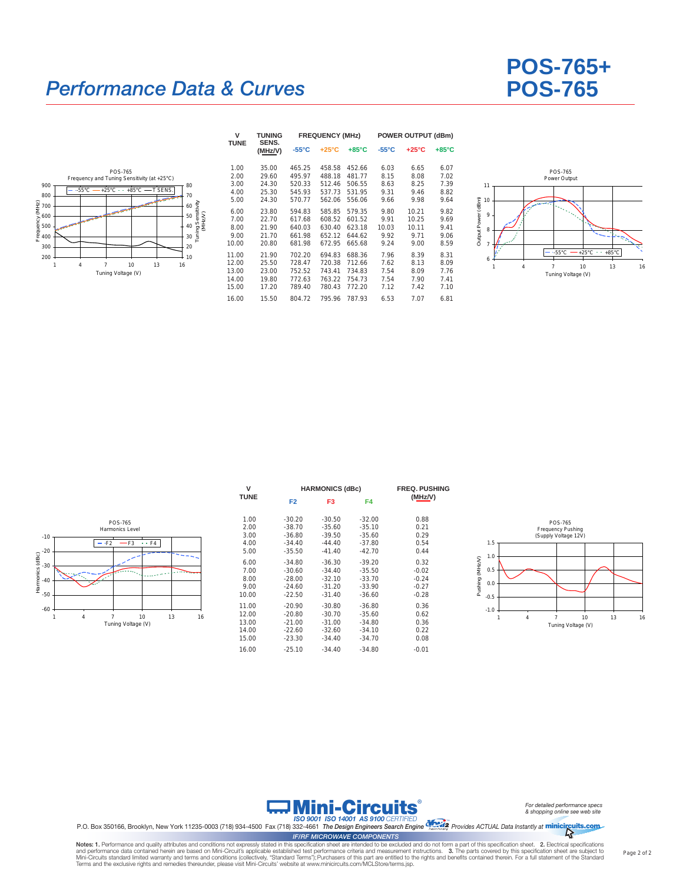# Performance Data & Curves

## POS-765+
## POS-765

POS-765
Frequency and Tuning Sensitivity (at +25°C)
Frequency (MHz)
Tuning Sensitivity (MHz/V)
Tuning Voltage (V)
-55°C
+25°C
+85°C
T SENS.
900
800
700
600
500
400
300
200
80
70
60
50
40
30
20
10
1
4
7
10
13
16

| V TUNE | TUNING SENS. (MHz/V) | FREQUENCY (MHz) | | | POWER OUTPUT (dBm) | | |
|---|---|---|---|---|---|---|---|
| | | -55°C | +25°C | +85°C | -55°C | +25°C | +85°C |
| 1.00 | 35.00 | 465.25 | 458.58 | 452.66 | 6.03 | 6.65 | 6.07 |
| 2.00 | 29.60 | 495.97 | 488.18 | 481.77 | 8.15 | 8.08 | 7.02 |
| 3.00 | 24.30 | 520.33 | 512.46 | 506.55 | 8.63 | 8.25 | 7.39 |
| 4.00 | 25.30 | 545.93 | 537.73 | 531.95 | 9.31 | 9.46 | 8.82 |
| 5.00 | 24.30 | 570.77 | 562.06 | 556.06 | 9.66 | 9.98 | 9.64 |
| 6.00 | 23.80 | 594.83 | 585.85 | 579.35 | 9.80 | 10.21 | 9.82 |
| 7.00 | 22.70 | 617.68 | 608.52 | 601.52 | 9.91 | 10.25 | 9.69 |
| 8.00 | 21.90 | 640.03 | 630.40 | 623.18 | 10.03 | 10.11 | 9.41 |
| 9.00 | 21.70 | 661.98 | 652.12 | 644.62 | 9.92 | 9.71 | 9.06 |
| 10.00 | 20.80 | 681.98 | 672.95 | 665.68 | 9.24 | 9.00 | 8.59 |
| 11.00 | 21.90 | 702.20 | 694.83 | 688.36 | 7.96 | 8.39 | 8.31 |
| 12.00 | 25.50 | 728.47 | 720.38 | 712.66 | 7.62 | 8.13 | 8.09 |
| 13.00 | 23.00 | 752.52 | 743.41 | 734.83 | 7.54 | 8.09 | 7.76 |
| 14.00 | 19.80 | 772.63 | 763.22 | 754.73 | 7.54 | 7.90 | 7.41 |
| 15.00 | 17.20 | 789.40 | 780.43 | 772.20 | 7.12 | 7.42 | 7.10 |
| 16.00 | 15.50 | 804.72 | 795.96 | 787.93 | 6.53 | 7.07 | 6.81 |

POS-765
Power Output
Output Power (dBm)
Tuning Voltage (V)
-55°C
+25°C
+85°C
11
10
9
8
7
6
1
4
7
10
13
16

POS-765
Harmonics Level
Harmonics (dBc)
Tuning Voltage (V)
F2
F3
F4
-10
-20
-30
-40
-50
-60
1
4
7
10
13
16

| V TUNE | HARMONICS (dBc) | | | FREQ. PUSHING (MHz/V) |
|---|---|---|---|---|
| | F2 | F3 | F4 | |
| 1.00 | -30.20 | -30.50 | -32.00 | 0.88 |
| 2.00 | -38.70 | -35.60 | -35.10 | 0.21 |
| 3.00 | -36.80 | -39.50 | -35.60 | 0.29 |
| 4.00 | -34.40 | -44.40 | -37.80 | 0.54 |
| 5.00 | -35.50 | -41.40 | -42.70 | 0.44 |
| 6.00 | -34.80 | -36.30 | -39.20 | 0.32 |
| 7.00 | -30.60 | -34.40 | -35.50 | -0.02 |
| 8.00 | -28.00 | -32.10 | -33.70 | -0.24 |
| 9.00 | -24.60 | -31.20 | -33.90 | -0.27 |
| 10.00 | -22.50 | -31.40 | -36.60 | -0.28 |
| 11.00 | -20.90 | -30.80 | -36.80 | 0.36 |
| 12.00 | -20.80 | -30.70 | -35.60 | 0.62 |
| 13.00 | -21.00 | -31.00 | -34.80 | 0.36 |
| 14.00 | -22.60 | -32.60 | -34.10 | 0.22 |
| 15.00 | -23.30 | -34.40 | -34.70 | 0.08 |
| 16.00 | -25.10 | -34.40 | -34.80 | -0.01 |

POS-765
Frequency Pushing
(Supply Voltage 12V)
Pushing (MHz/V)
Tuning Voltage (V)
1.5
1.0
0.5
0.0
-0.5
-1.0
1
4
7
10
13
16

Mini-Circuits®
ISO 9001 ISO 14001 AS 9100 CERTIFIED

P.O. Box 350166, Brooklyn, New York 11235-0003 (718) 934-4500 Fax (718) 332-4661 *The Design Engineers Search Engine* Provides ACTUAL Data Instantly at minicircuits.com

*For detailed performance specs & shopping online see web site*

*IF/RF MICROWAVE COMPONENTS*

**Notes: 1.** Performance and quality attributes and conditions not expressly stated in this specification sheet are intended to be excluded and do not form a part of this specification sheet. **2.** Electrical specifications and performance data contained herein are based on Mini-Circuit's applicable established test performance criteria and measurement instructions. **3.** The parts covered by this specification sheet are subject to Mini-Circuits standard limited warranty and terms and conditions (collectively, "Standard Terms"); Purchasers of this part are entitled to the rights and benefits contained therein. For a full statement of the Standard Terms and the exclusive rights and remedies thereunder, please visit Mini-Circuits' website at www.minicircuits.com/MCLStore/terms.jsp.